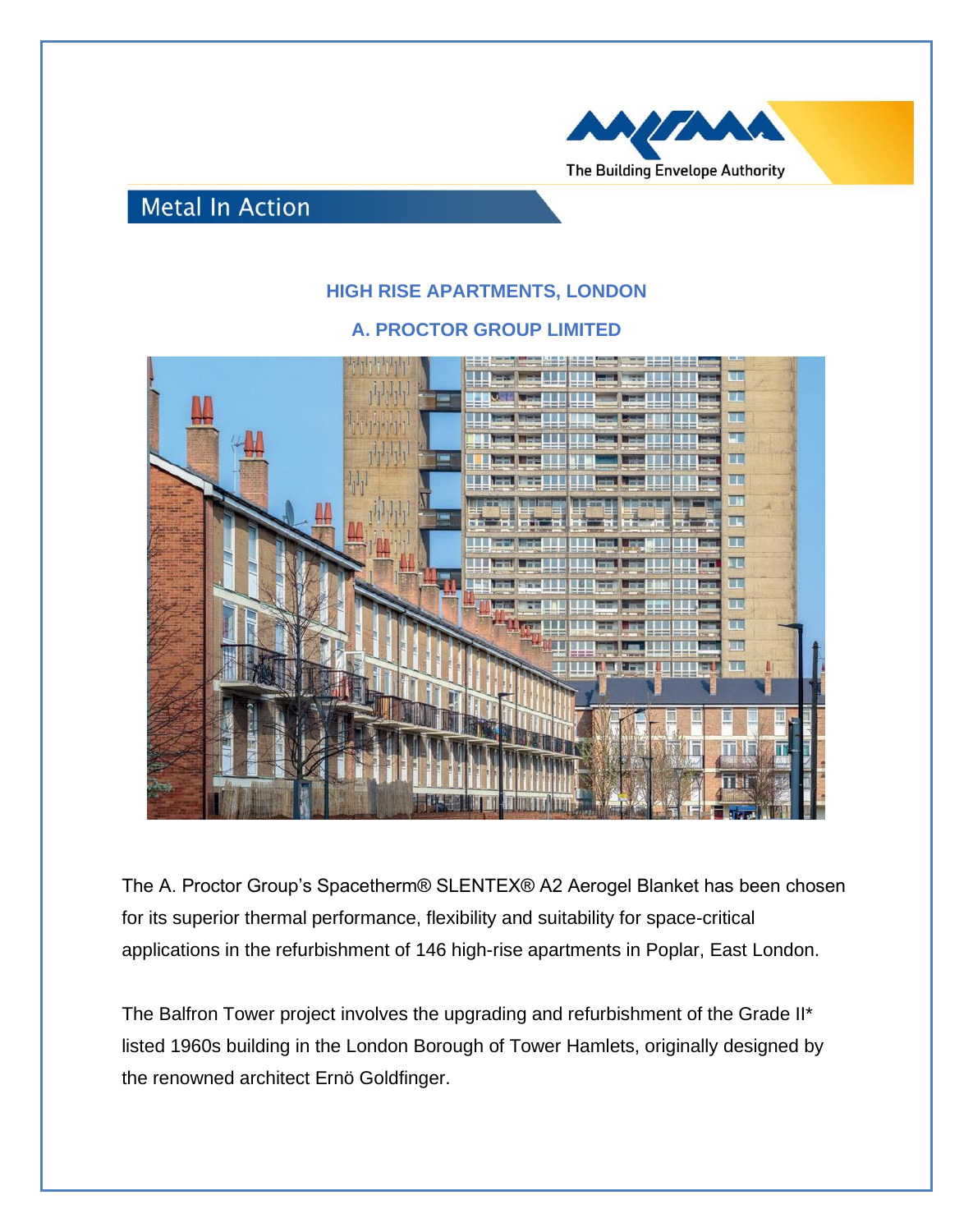The Building Envelope Authority

## Metal In Action

### HIGH RISE APARTMENTS, LONDON

### A. PROCTOR GROUP LIMITED

The A. Proctor Group's Spacetherm® SLENTEX® A2 Aerogel Blanket has been chosen for its superior thermal performance, flexibility and suitability for space-critical applications in the refurbishment of 146 high-rise apartments in Poplar, East London.

The Balfron Tower project involves the upgrading and refurbishment of the Grade II* listed 1960s building in the London Borough of Tower Hamlets, originally designed by the renowned architect Ernö Goldfinger.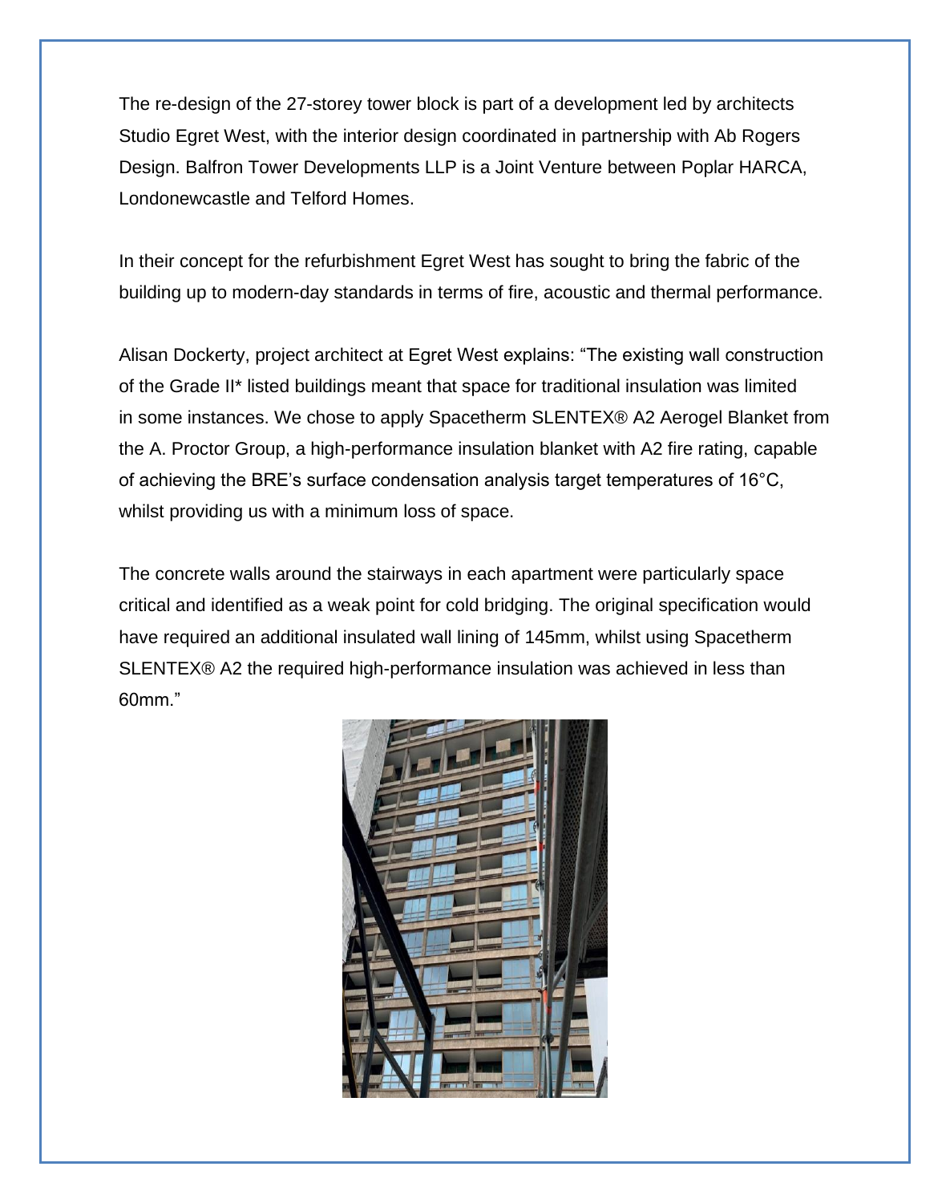The re-design of the 27-storey tower block is part of a development led by architects Studio Egret West, with the interior design coordinated in partnership with Ab Rogers Design. Balfron Tower Developments LLP is a Joint Venture between Poplar HARCA, Londonewcastle and Telford Homes.

In their concept for the refurbishment Egret West has sought to bring the fabric of the building up to modern-day standards in terms of fire, acoustic and thermal performance.

Alisan Dockerty, project architect at Egret West explains: "The existing wall construction of the Grade II* listed buildings meant that space for traditional insulation was limited in some instances. We chose to apply Spacetherm SLENTEX® A2 Aerogel Blanket from the A. Proctor Group, a high-performance insulation blanket with A2 fire rating, capable of achieving the BRE's surface condensation analysis target temperatures of 16°C, whilst providing us with a minimum loss of space.

The concrete walls around the stairways in each apartment were particularly space critical and identified as a weak point for cold bridging. The original specification would have required an additional insulated wall lining of 145mm, whilst using Spacetherm SLENTEX® A2 the required high-performance insulation was achieved in less than 60mm."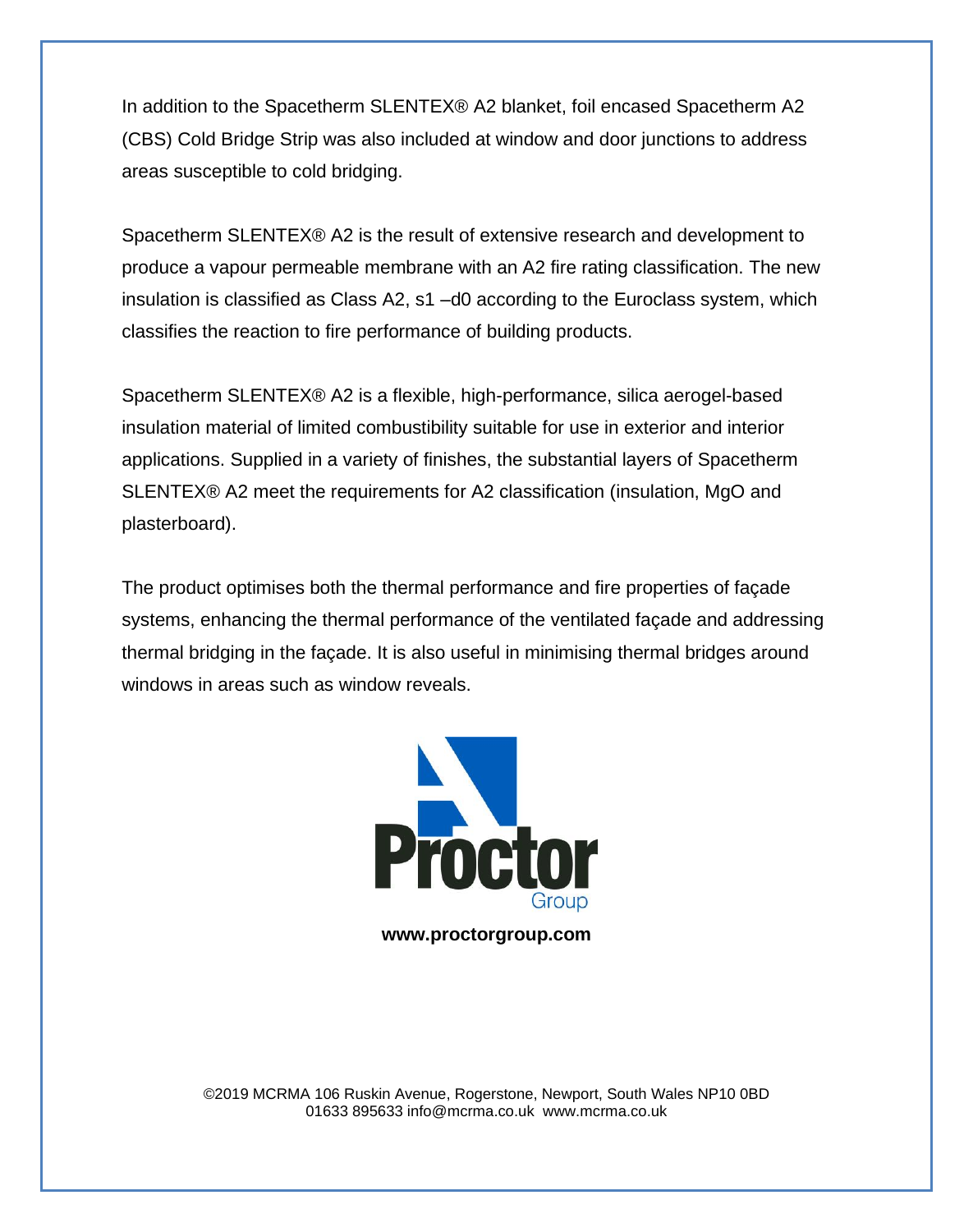In addition to the Spacetherm SLENTEX® A2 blanket, foil encased Spacetherm A2 (CBS) Cold Bridge Strip was also included at window and door junctions to address areas susceptible to cold bridging.

Spacetherm SLENTEX® A2 is the result of extensive research and development to produce a vapour permeable membrane with an A2 fire rating classification. The new insulation is classified as Class A2, s1 –d0 according to the Euroclass system, which classifies the reaction to fire performance of building products.

Spacetherm SLENTEX® A2 is a flexible, high-performance, silica aerogel-based insulation material of limited combustibility suitable for use in exterior and interior applications. Supplied in a variety of finishes, the substantial layers of Spacetherm SLENTEX® A2 meet the requirements for A2 classification (insulation, MgO and plasterboard).

The product optimises both the thermal performance and fire properties of façade systems, enhancing the thermal performance of the ventilated façade and addressing thermal bridging in the façade. It is also useful in minimising thermal bridges around windows in areas such as window reveals.

Proctor Group

**www.proctorgroup.com**

©2019 MCRMA 106 Ruskin Avenue, Rogerstone, Newport, South Wales NP10 0BD
01633 895633 info@mcrma.co.uk www.mcrma.co.uk